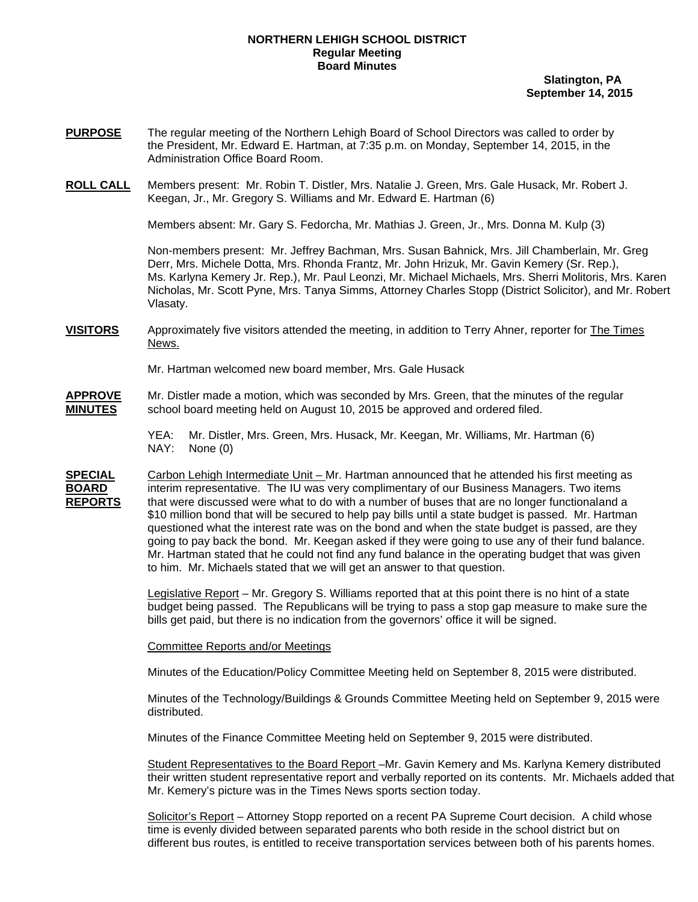# NORTHERN LEHIGH SCHOOL DISTRICT
## Regular Meeting
## Board Minutes

**Slatington, PA**
**September 14, 2015**

**PURPOSE** The regular meeting of the Northern Lehigh Board of School Directors was called to order by the President, Mr. Edward E. Hartman, at 7:35 p.m. on Monday, September 14, 2015, in the Administration Office Board Room.

**ROLL CALL** Members present: Mr. Robin T. Distler, Mrs. Natalie J. Green, Mrs. Gale Husack, Mr. Robert J. Keegan, Jr., Mr. Gregory S. Williams and Mr. Edward E. Hartman (6)

Members absent: Mr. Gary S. Fedorcha, Mr. Mathias J. Green, Jr., Mrs. Donna M. Kulp (3)

Non-members present: Mr. Jeffrey Bachman, Mrs. Susan Bahnick, Mrs. Jill Chamberlain, Mr. Greg Derr, Mrs. Michele Dotta, Mrs. Rhonda Frantz, Mr. John Hrizuk, Mr. Gavin Kemery (Sr. Rep.), Ms. Karlyna Kemery Jr. Rep.), Mr. Paul Leonzi, Mr. Michael Michaels, Mrs. Sherri Molitoris, Mrs. Karen Nicholas, Mr. Scott Pyne, Mrs. Tanya Simms, Attorney Charles Stopp (District Solicitor), and Mr. Robert Vlasaty.

**VISITORS** Approximately five visitors attended the meeting, in addition to Terry Ahner, reporter for The Times News.

Mr. Hartman welcomed new board member, Mrs. Gale Husack

**APPROVE MINUTES** Mr. Distler made a motion, which was seconded by Mrs. Green, that the minutes of the regular school board meeting held on August 10, 2015 be approved and ordered filed.

YEA: Mr. Distler, Mrs. Green, Mrs. Husack, Mr. Keegan, Mr. Williams, Mr. Hartman (6)
NAY: None (0)

**SPECIAL BOARD REPORTS** Carbon Lehigh Intermediate Unit – Mr. Hartman announced that he attended his first meeting as interim representative. The IU was very complimentary of our Business Managers. Two items that were discussed were what to do with a number of buses that are no longer functionaland a $10 million bond that will be secured to help pay bills until a state budget is passed. Mr. Hartman questioned what the interest rate was on the bond and when the state budget is passed, are they going to pay back the bond. Mr. Keegan asked if they were going to use any of their fund balance. Mr. Hartman stated that he could not find any fund balance in the operating budget that was given to him. Mr. Michaels stated that we will get an answer to that question.

Legislative Report – Mr. Gregory S. Williams reported that at this point there is no hint of a state budget being passed. The Republicans will be trying to pass a stop gap measure to make sure the bills get paid, but there is no indication from the governors' office it will be signed.

Committee Reports and/or Meetings

Minutes of the Education/Policy Committee Meeting held on September 8, 2015 were distributed.

Minutes of the Technology/Buildings & Grounds Committee Meeting held on September 9, 2015 were distributed.

Minutes of the Finance Committee Meeting held on September 9, 2015 were distributed.

Student Representatives to the Board Report –Mr. Gavin Kemery and Ms. Karlyna Kemery distributed their written student representative report and verbally reported on its contents. Mr. Michaels added that Mr. Kemery's picture was in the Times News sports section today.

Solicitor's Report – Attorney Stopp reported on a recent PA Supreme Court decision. A child whose time is evenly divided between separated parents who both reside in the school district but on different bus routes, is entitled to receive transportation services between both of his parents homes.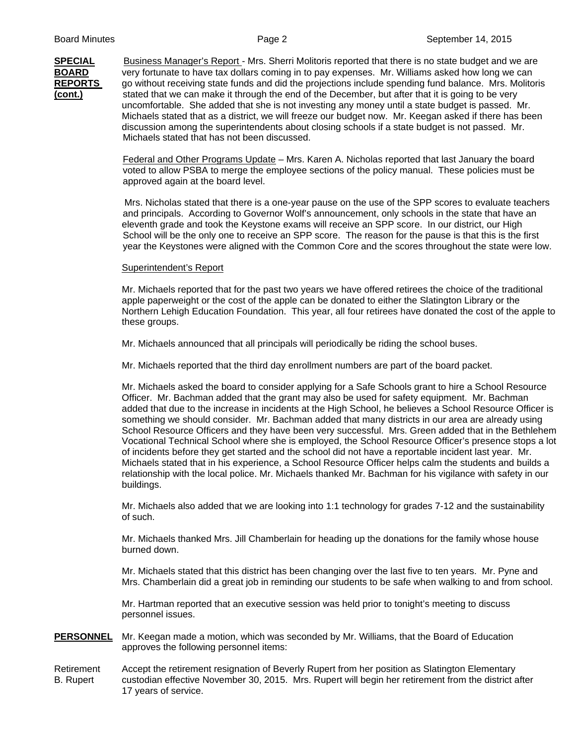**SPECIAL BOARD REPORTS (cont.)**

Business Manager's Report - Mrs. Sherri Molitoris reported that there is no state budget and we are very fortunate to have tax dollars coming in to pay expenses. Mr. Williams asked how long we can go without receiving state funds and did the projections include spending fund balance. Mrs. Molitoris stated that we can make it through the end of the December, but after that it is going to be very uncomfortable. She added that she is not investing any money until a state budget is passed. Mr. Michaels stated that as a district, we will freeze our budget now. Mr. Keegan asked if there has been discussion among the superintendents about closing schools if a state budget is not passed. Mr. Michaels stated that has not been discussed.

Federal and Other Programs Update – Mrs. Karen A. Nicholas reported that last January the board voted to allow PSBA to merge the employee sections of the policy manual. These policies must be approved again at the board level.

Mrs. Nicholas stated that there is a one-year pause on the use of the SPP scores to evaluate teachers and principals. According to Governor Wolf's announcement, only schools in the state that have an eleventh grade and took the Keystone exams will receive an SPP score. In our district, our High School will be the only one to receive an SPP score. The reason for the pause is that this is the first year the Keystones were aligned with the Common Core and the scores throughout the state were low.

Superintendent's Report

Mr. Michaels reported that for the past two years we have offered retirees the choice of the traditional apple paperweight or the cost of the apple can be donated to either the Slatington Library or the Northern Lehigh Education Foundation. This year, all four retirees have donated the cost of the apple to these groups.

Mr. Michaels announced that all principals will periodically be riding the school buses.

Mr. Michaels reported that the third day enrollment numbers are part of the board packet.

Mr. Michaels asked the board to consider applying for a Safe Schools grant to hire a School Resource Officer. Mr. Bachman added that the grant may also be used for safety equipment. Mr. Bachman added that due to the increase in incidents at the High School, he believes a School Resource Officer is something we should consider. Mr. Bachman added that many districts in our area are already using School Resource Officers and they have been very successful. Mrs. Green added that in the Bethlehem Vocational Technical School where she is employed, the School Resource Officer's presence stops a lot of incidents before they get started and the school did not have a reportable incident last year. Mr. Michaels stated that in his experience, a School Resource Officer helps calm the students and builds a relationship with the local police. Mr. Michaels thanked Mr. Bachman for his vigilance with safety in our buildings.

Mr. Michaels also added that we are looking into 1:1 technology for grades 7-12 and the sustainability of such.

Mr. Michaels thanked Mrs. Jill Chamberlain for heading up the donations for the family whose house burned down.

Mr. Michaels stated that this district has been changing over the last five to ten years. Mr. Pyne and Mrs. Chamberlain did a great job in reminding our students to be safe when walking to and from school.

Mr. Hartman reported that an executive session was held prior to tonight's meeting to discuss personnel issues.

**PERSONNEL**

Mr. Keegan made a motion, which was seconded by Mr. Williams, that the Board of Education approves the following personnel items:

Retirement B. Rupert

Accept the retirement resignation of Beverly Rupert from her position as Slatington Elementary custodian effective November 30, 2015. Mrs. Rupert will begin her retirement from the district after 17 years of service.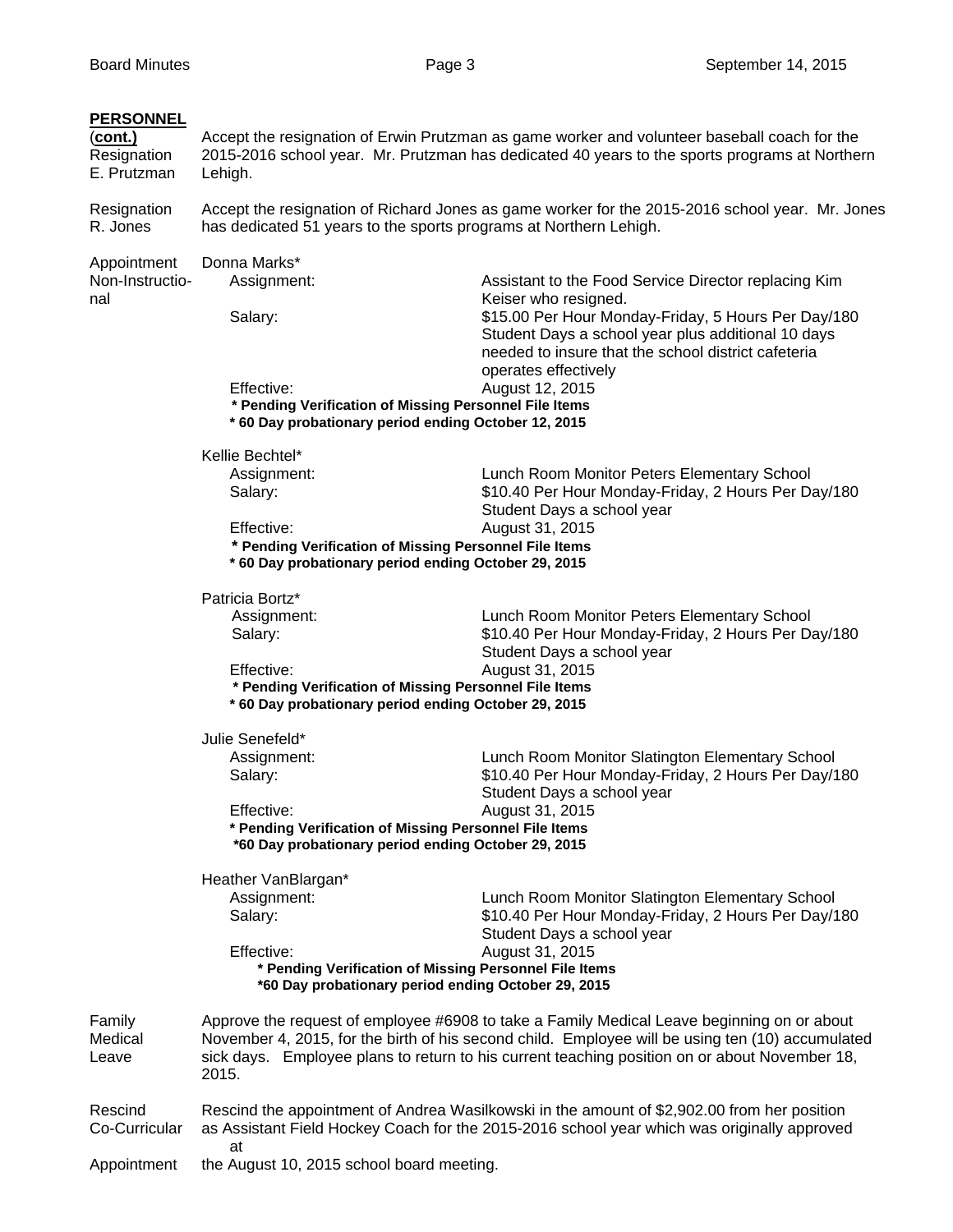**PERSONNEL (cont.)**

**Resignation E. Prutzman**

Accept the resignation of Erwin Prutzman as game worker and volunteer baseball coach for the 2015-2016 school year. Mr. Prutzman has dedicated 40 years to the sports programs at Northern Lehigh.

**Resignation R. Jones**

Accept the resignation of Richard Jones as game worker for the 2015-2016 school year. Mr. Jones has dedicated 51 years to the sports programs at Northern Lehigh.

**Appointment Non-Instructional**

Donna Marks*

| | |
|---|---|
| Assignment: | Assistant to the Food Service Director replacing Kim Keiser who resigned. |
| Salary: | $15.00 Per Hour Monday-Friday, 5 Hours Per Day/180 Student Days a school year plus additional 10 days needed to insure that the school district cafeteria operates effectively |
| Effective: | August 12, 2015 |

**\* Pending Verification of Missing Personnel File Items**
**\* 60 Day probationary period ending October 12, 2015**

Kellie Bechtel*

| | |
|---|---|
| Assignment: | Lunch Room Monitor Peters Elementary School |
| Salary: | $10.40 Per Hour Monday-Friday, 2 Hours Per Day/180 Student Days a school year |
| Effective: | August 31, 2015 |

**\* Pending Verification of Missing Personnel File Items**
**\* 60 Day probationary period ending October 29, 2015**

Patricia Bortz*

| | |
|---|---|
| Assignment: | Lunch Room Monitor Peters Elementary School |
| Salary: | $10.40 Per Hour Monday-Friday, 2 Hours Per Day/180 Student Days a school year |
| Effective: | August 31, 2015 |

**\* Pending Verification of Missing Personnel File Items**
**\* 60 Day probationary period ending October 29, 2015**

Julie Senefeld*

| | |
|---|---|
| Assignment: | Lunch Room Monitor Slatington Elementary School |
| Salary: | $10.40 Per Hour Monday-Friday, 2 Hours Per Day/180 Student Days a school year |
| Effective: | August 31, 2015 |

**\* Pending Verification of Missing Personnel File Items**
**\*60 Day probationary period ending October 29, 2015**

Heather VanBlargan*

| | |
|---|---|
| Assignment: | Lunch Room Monitor Slatington Elementary School |
| Salary: | $10.40 Per Hour Monday-Friday, 2 Hours Per Day/180 Student Days a school year |
| Effective: | August 31, 2015 |

**\* Pending Verification of Missing Personnel File Items**
**\*60 Day probationary period ending October 29, 2015**

**Family Medical Leave**

Approve the request of employee #6908 to take a Family Medical Leave beginning on or about November 4, 2015, for the birth of his second child. Employee will be using ten (10) accumulated sick days. Employee plans to return to his current teaching position on or about November 18, 2015.

**Rescind Co-Curricular Appointment**

Rescind the appointment of Andrea Wasilkowski in the amount of $2,902.00 from her position as Assistant Field Hockey Coach for the 2015-2016 school year which was originally approved at the August 10, 2015 school board meeting.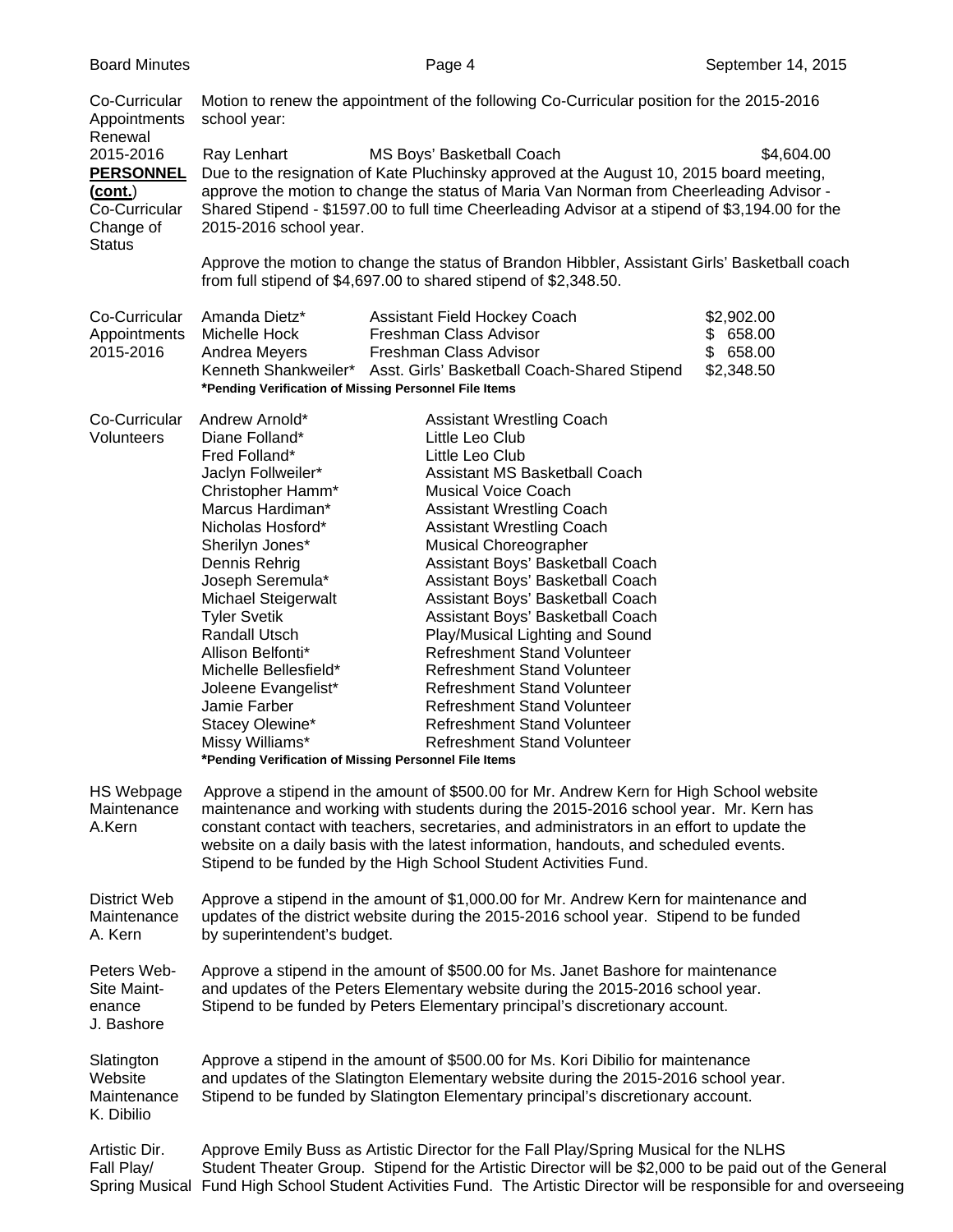Co-Curricular Appointments Renewal 2015-2016

Motion to renew the appointment of the following Co-Curricular position for the 2015-2016 school year:

| | | |
|---|---|---|
| Ray Lenhart | MS Boys' Basketball Coach | $4,604.00 |

**PERSONNEL (cont.)**

Co-Curricular Change of Status

Due to the resignation of Kate Pluchinsky approved at the August 10, 2015 board meeting, approve the motion to change the status of Maria Van Norman from Cheerleading Advisor - Shared Stipend - $1597.00 to full time Cheerleading Advisor at a stipend of $3,194.00 for the 2015-2016 school year.

Approve the motion to change the status of Brandon Hibbler, Assistant Girls' Basketball coach from full stipend of $4,697.00 to shared stipend of $2,348.50.

Co-Curricular Appointments 2015-2016

| | | |
|---|---|---|
| Amanda Dietz* | Assistant Field Hockey Coach | $2,902.00 |
| Michelle Hock | Freshman Class Advisor | $ 658.00 |
| Andrea Meyers | Freshman Class Advisor | $ 658.00 |
| Kenneth Shankweiler* | Asst. Girls' Basketball Coach-Shared Stipend | $2,348.50 |

**\*Pending Verification of Missing Personnel File Items**

Co-Curricular Volunteers

| | |
|---|---|
| Andrew Arnold* | Assistant Wrestling Coach |
| Diane Folland* | Little Leo Club |
| Fred Folland* | Little Leo Club |
| Jaclyn Follweiler* | Assistant MS Basketball Coach |
| Christopher Hamm* | Musical Voice Coach |
| Marcus Hardiman* | Assistant Wrestling Coach |
| Nicholas Hosford* | Assistant Wrestling Coach |
| Sherilyn Jones* | Musical Choreographer |
| Dennis Rehrig | Assistant Boys' Basketball Coach |
| Joseph Seremula* | Assistant Boys' Basketball Coach |
| Michael Steigerwalt | Assistant Boys' Basketball Coach |
| Tyler Svetik | Assistant Boys' Basketball Coach |
| Randall Utsch | Play/Musical Lighting and Sound |
| Allison Belfonti* | Refreshment Stand Volunteer |
| Michelle Bellesfield* | Refreshment Stand Volunteer |
| Joleene Evangelist* | Refreshment Stand Volunteer |
| Jamie Farber | Refreshment Stand Volunteer |
| Stacey Olewine* | Refreshment Stand Volunteer |
| Missy Williams* | Refreshment Stand Volunteer |

**\*Pending Verification of Missing Personnel File Items**

HS Webpage Maintenance A.Kern

Approve a stipend in the amount of $500.00 for Mr. Andrew Kern for High School website maintenance and working with students during the 2015-2016 school year. Mr. Kern has constant contact with teachers, secretaries, and administrators in an effort to update the website on a daily basis with the latest information, handouts, and scheduled events. Stipend to be funded by the High School Student Activities Fund.

District Web Maintenance A. Kern

Approve a stipend in the amount of $1,000.00 for Mr. Andrew Kern for maintenance and updates of the district website during the 2015-2016 school year. Stipend to be funded by superintendent's budget.

Peters Web-Site Maintenance J. Bashore

Approve a stipend in the amount of $500.00 for Ms. Janet Bashore for maintenance and updates of the Peters Elementary website during the 2015-2016 school year. Stipend to be funded by Peters Elementary principal's discretionary account.

Slatington Website Maintenance K. Dibilio

Approve a stipend in the amount of $500.00 for Ms. Kori Dibilio for maintenance and updates of the Slatington Elementary website during the 2015-2016 school year. Stipend to be funded by Slatington Elementary principal's discretionary account.

Artistic Dir. Fall Play/ Spring Musical

Approve Emily Buss as Artistic Director for the Fall Play/Spring Musical for the NLHS Student Theater Group. Stipend for the Artistic Director will be $2,000 to be paid out of the General Fund High School Student Activities Fund. The Artistic Director will be responsible for and overseeing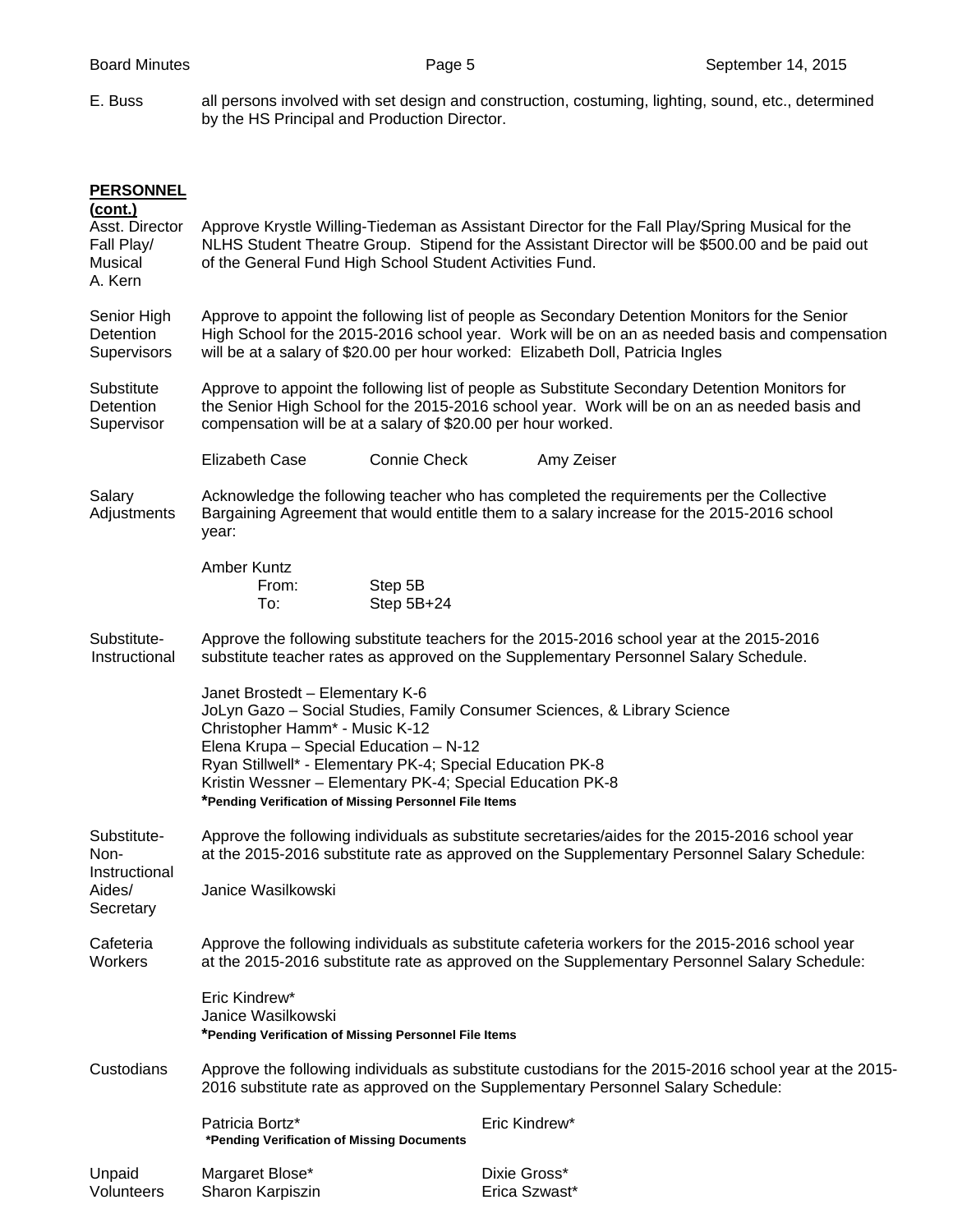E. Buss — all persons involved with set design and construction, costuming, lighting, sound, etc., determined by the HS Principal and Production Director.

**PERSONNEL (cont.)**

**Asst. Director Fall Play/ Musical A. Kern**

Approve Krystle Willing-Tiedeman as Assistant Director for the Fall Play/Spring Musical for the NLHS Student Theatre Group. Stipend for the Assistant Director will be $500.00 and be paid out of the General Fund High School Student Activities Fund.

**Senior High Detention Supervisors**

Approve to appoint the following list of people as Secondary Detention Monitors for the Senior High School for the 2015-2016 school year. Work will be on an as needed basis and compensation will be at a salary of $20.00 per hour worked: Elizabeth Doll, Patricia Ingles

**Substitute Detention Supervisor**

Approve to appoint the following list of people as Substitute Secondary Detention Monitors for the Senior High School for the 2015-2016 school year. Work will be on an as needed basis and compensation will be at a salary of $20.00 per hour worked.

Elizabeth Case — Connie Check — Amy Zeiser

**Salary Adjustments**

Acknowledge the following teacher who has completed the requirements per the Collective Bargaining Agreement that would entitle them to a salary increase for the 2015-2016 school year:

Amber Kuntz
- From: Step 5B
- To: Step 5B+24

**Substitute-Instructional**

Approve the following substitute teachers for the 2015-2016 school year at the 2015-2016 substitute teacher rates as approved on the Supplementary Personnel Salary Schedule.

Janet Brostedt – Elementary K-6
JoLyn Gazo – Social Studies, Family Consumer Sciences, & Library Science
Christopher Hamm* - Music K-12
Elena Krupa – Special Education – N-12
Ryan Stillwell* - Elementary PK-4; Special Education PK-8
Kristin Wessner – Elementary PK-4; Special Education PK-8
***Pending Verification of Missing Personnel File Items**

**Substitute-Non-Instructional Aides/ Secretary**

Approve the following individuals as substitute secretaries/aides for the 2015-2016 school year at the 2015-2016 substitute rate as approved on the Supplementary Personnel Salary Schedule:

Janice Wasilkowski

**Cafeteria Workers**

Approve the following individuals as substitute cafeteria workers for the 2015-2016 school year at the 2015-2016 substitute rate as approved on the Supplementary Personnel Salary Schedule:

Eric Kindrew*
Janice Wasilkowski
***Pending Verification of Missing Personnel File Items**

**Custodians**

Approve the following individuals as substitute custodians for the 2015-2016 school year at the 2015-2016 substitute rate as approved on the Supplementary Personnel Salary Schedule:

Patricia Bortz* — Eric Kindrew*
***Pending Verification of Missing Documents**

**Unpaid Volunteers**

Margaret Blose* — Dixie Gross*
Sharon Karpiszin — Erica Szwast*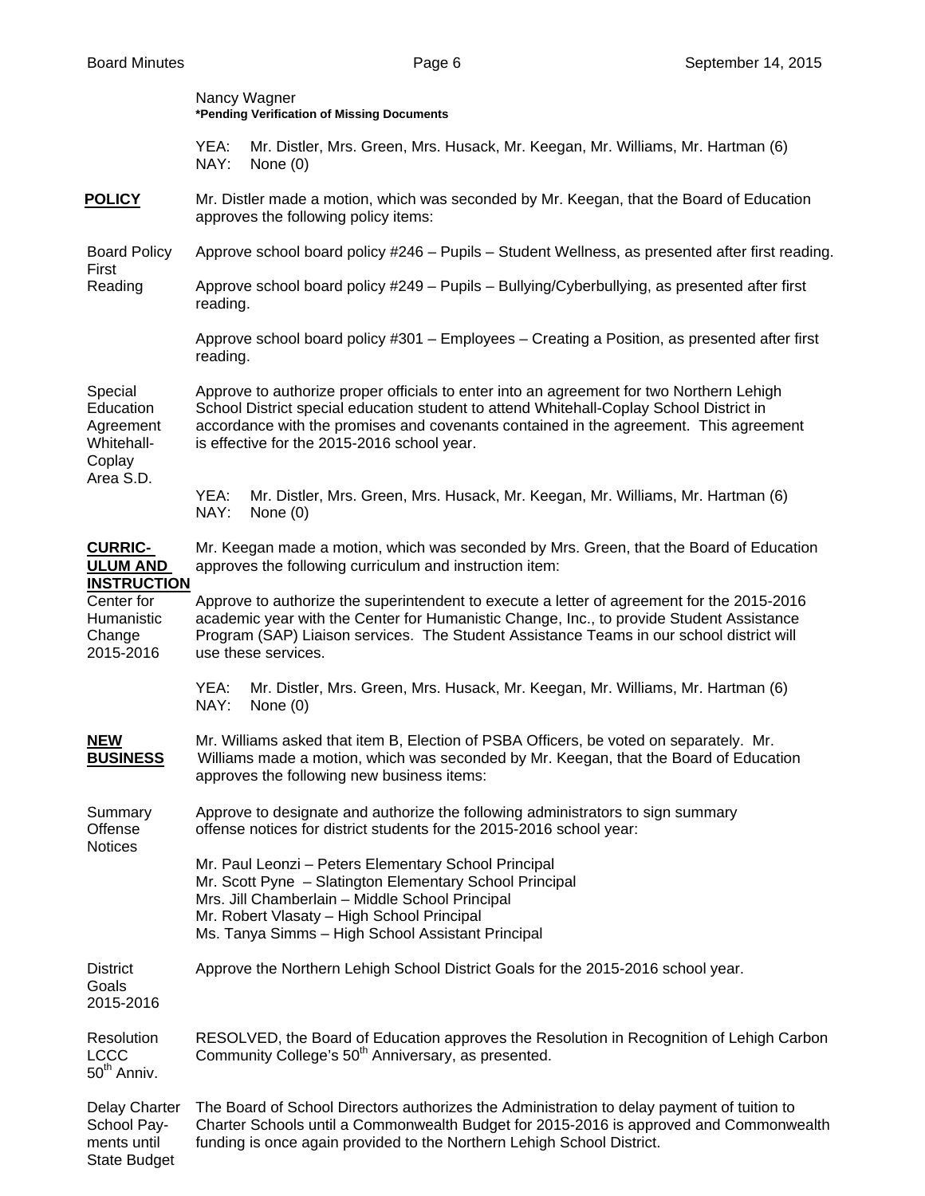Nancy Wagner
**\*Pending Verification of Missing Documents**

YEA: Mr. Distler, Mrs. Green, Mrs. Husack, Mr. Keegan, Mr. Williams, Mr. Hartman (6)
NAY: None (0)

**POLICY**

Mr. Distler made a motion, which was seconded by Mr. Keegan, that the Board of Education approves the following policy items:

Board Policy First Reading

Approve school board policy #246 – Pupils – Student Wellness, as presented after first reading.

Approve school board policy #249 – Pupils – Bullying/Cyberbullying, as presented after first reading.

Approve school board policy #301 – Employees – Creating a Position, as presented after first reading.

Special Education Agreement Whitehall-Coplay Area S.D.

Approve to authorize proper officials to enter into an agreement for two Northern Lehigh School District special education student to attend Whitehall-Coplay School District in accordance with the promises and covenants contained in the agreement. This agreement is effective for the 2015-2016 school year.

YEA: Mr. Distler, Mrs. Green, Mrs. Husack, Mr. Keegan, Mr. Williams, Mr. Hartman (6)
NAY: None (0)

**CURRICULUM AND INSTRUCTION**

Mr. Keegan made a motion, which was seconded by Mrs. Green, that the Board of Education approves the following curriculum and instruction item:

Center for Humanistic Change 2015-2016

Approve to authorize the superintendent to execute a letter of agreement for the 2015-2016 academic year with the Center for Humanistic Change, Inc., to provide Student Assistance Program (SAP) Liaison services. The Student Assistance Teams in our school district will use these services.

YEA: Mr. Distler, Mrs. Green, Mrs. Husack, Mr. Keegan, Mr. Williams, Mr. Hartman (6)
NAY: None (0)

**NEW BUSINESS**

Mr. Williams asked that item B, Election of PSBA Officers, be voted on separately. Mr. Williams made a motion, which was seconded by Mr. Keegan, that the Board of Education approves the following new business items:

Summary Offense Notices

Approve to designate and authorize the following administrators to sign summary offense notices for district students for the 2015-2016 school year:

Mr. Paul Leonzi – Peters Elementary School Principal
Mr. Scott Pyne – Slatington Elementary School Principal
Mrs. Jill Chamberlain – Middle School Principal
Mr. Robert Vlasaty – High School Principal
Ms. Tanya Simms – High School Assistant Principal

District Goals 2015-2016

Approve the Northern Lehigh School District Goals for the 2015-2016 school year.

Resolution LCCC 50th Anniv.

RESOLVED, the Board of Education approves the Resolution in Recognition of Lehigh Carbon Community College's 50th Anniversary, as presented.

Delay Charter School Payments until State Budget

The Board of School Directors authorizes the Administration to delay payment of tuition to Charter Schools until a Commonwealth Budget for 2015-2016 is approved and Commonwealth funding is once again provided to the Northern Lehigh School District.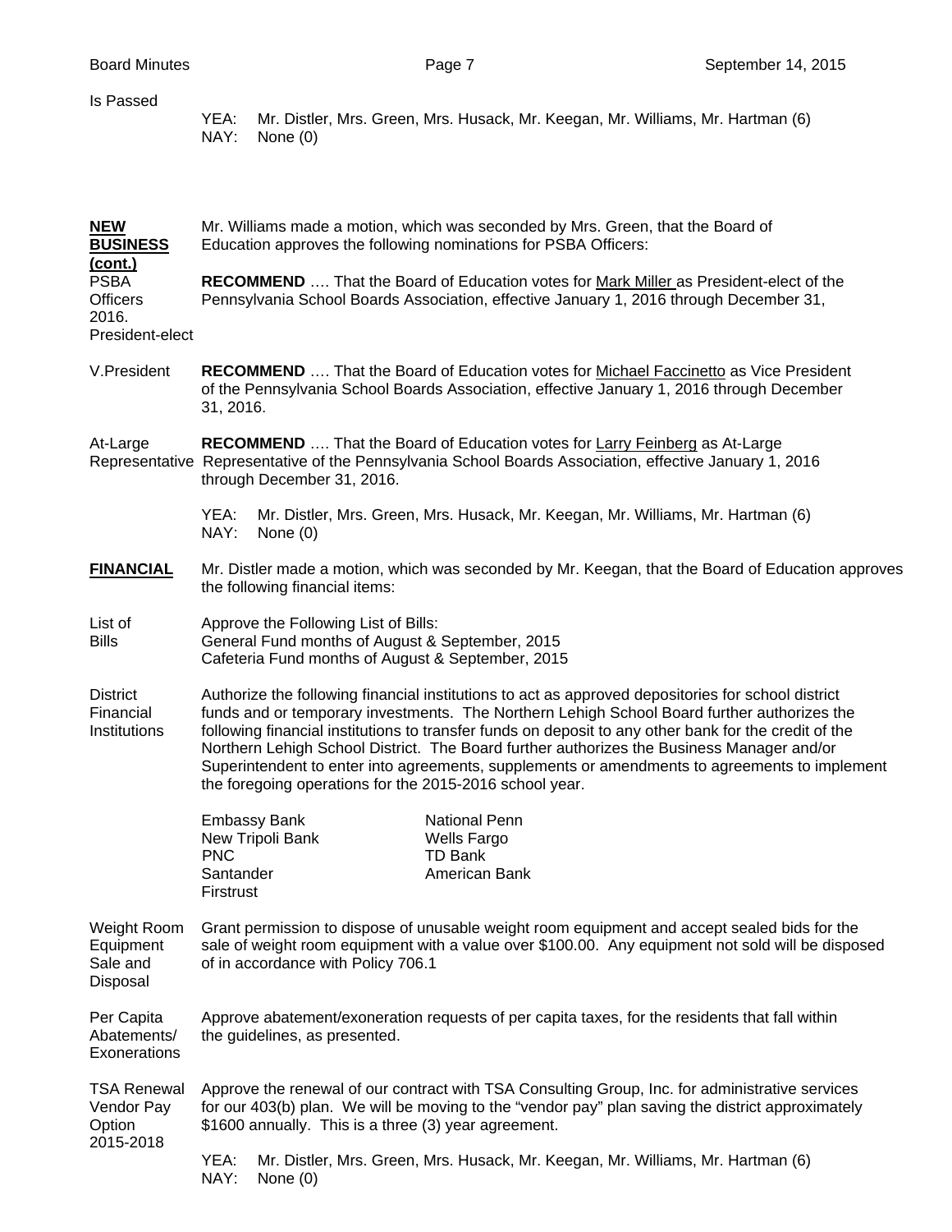Is Passed

YEA: Mr. Distler, Mrs. Green, Mrs. Husack, Mr. Keegan, Mr. Williams, Mr. Hartman (6)
NAY: None (0)

**NEW BUSINESS (cont.)**

Mr. Williams made a motion, which was seconded by Mrs. Green, that the Board of Education approves the following nominations for PSBA Officers:

PSBA Officers 2016. President-elect

**RECOMMEND** …. That the Board of Education votes for Mark Miller as President-elect of the Pennsylvania School Boards Association, effective January 1, 2016 through December 31,

V.President

**RECOMMEND** …. That the Board of Education votes for Michael Faccinetto as Vice President of the Pennsylvania School Boards Association, effective January 1, 2016 through December 31, 2016.

At-Large Representative

**RECOMMEND** …. That the Board of Education votes for Larry Feinberg as At-Large Representative of the Pennsylvania School Boards Association, effective January 1, 2016 through December 31, 2016.

YEA: Mr. Distler, Mrs. Green, Mrs. Husack, Mr. Keegan, Mr. Williams, Mr. Hartman (6)
NAY: None (0)

**FINANCIAL**

Mr. Distler made a motion, which was seconded by Mr. Keegan, that the Board of Education approves the following financial items:

List of Bills

Approve the Following List of Bills:
General Fund months of August & September, 2015
Cafeteria Fund months of August & September, 2015

District Financial Institutions

Authorize the following financial institutions to act as approved depositories for school district funds and or temporary investments. The Northern Lehigh School Board further authorizes the following financial institutions to transfer funds on deposit to any other bank for the credit of the Northern Lehigh School District. The Board further authorizes the Business Manager and/or Superintendent to enter into agreements, supplements or amendments to agreements to implement the foregoing operations for the 2015-2016 school year.

| | |
|---|---|
| Embassy Bank | National Penn |
| New Tripoli Bank | Wells Fargo |
| PNC | TD Bank |
| Santander | American Bank |
| Firstrust | |

Weight Room Equipment Sale and Disposal

Grant permission to dispose of unusable weight room equipment and accept sealed bids for the sale of weight room equipment with a value over $100.00. Any equipment not sold will be disposed of in accordance with Policy 706.1

Per Capita Abatements/ Exonerations

Approve abatement/exoneration requests of per capita taxes, for the residents that fall within the guidelines, as presented.

TSA Renewal Vendor Pay Option 2015-2018

Approve the renewal of our contract with TSA Consulting Group, Inc. for administrative services for our 403(b) plan. We will be moving to the "vendor pay" plan saving the district approximately $1600 annually. This is a three (3) year agreement.

YEA: Mr. Distler, Mrs. Green, Mrs. Husack, Mr. Keegan, Mr. Williams, Mr. Hartman (6)
NAY: None (0)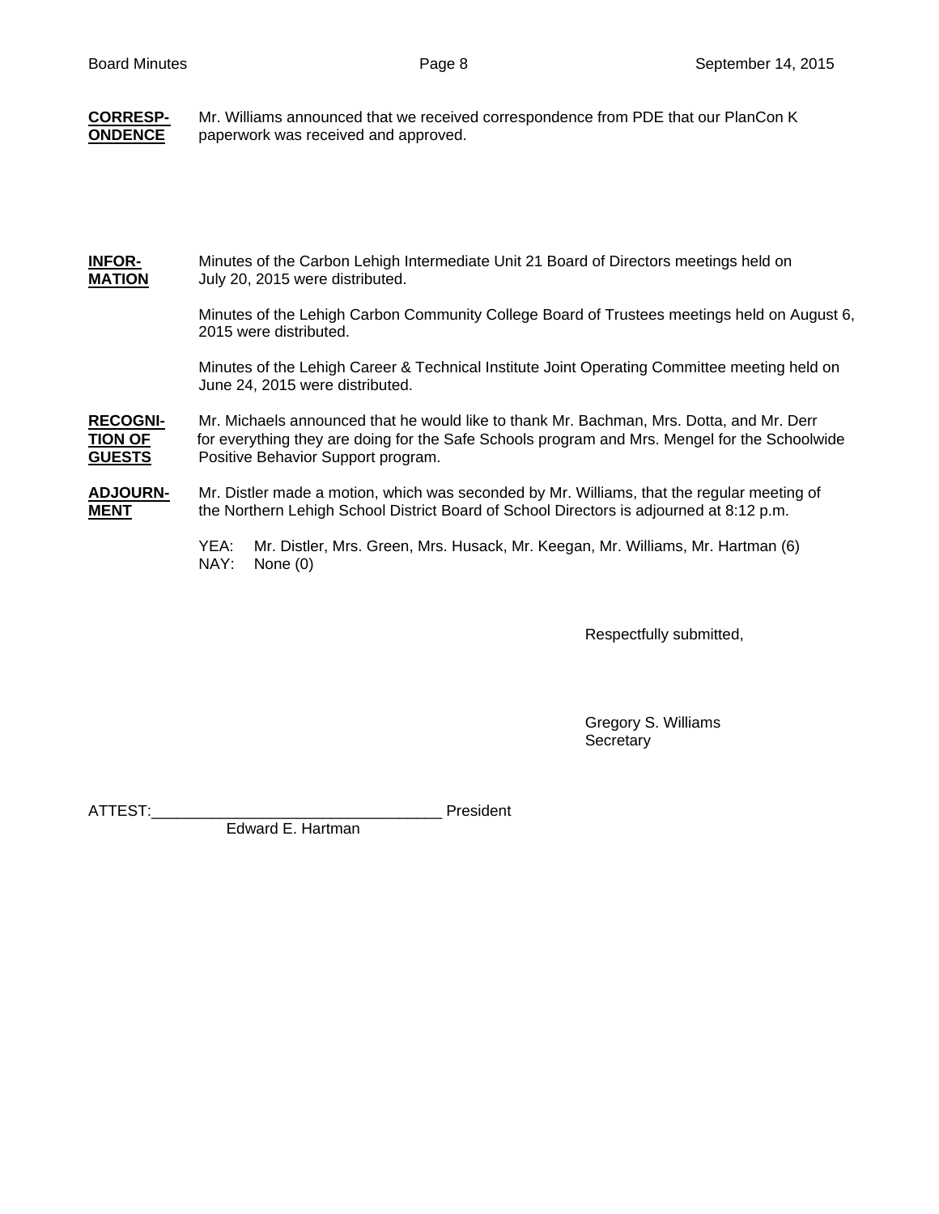**CORRESPONDENCE** Mr. Williams announced that we received correspondence from PDE that our PlanCon K paperwork was received and approved.

**INFORMATION** Minutes of the Carbon Lehigh Intermediate Unit 21 Board of Directors meetings held on July 20, 2015 were distributed.

Minutes of the Lehigh Carbon Community College Board of Trustees meetings held on August 6, 2015 were distributed.

Minutes of the Lehigh Career & Technical Institute Joint Operating Committee meeting held on June 24, 2015 were distributed.

**RECOGNITION OF GUESTS** Mr. Michaels announced that he would like to thank Mr. Bachman, Mrs. Dotta, and Mr. Derr for everything they are doing for the Safe Schools program and Mrs. Mengel for the Schoolwide Positive Behavior Support program.

**ADJOURNMENT** Mr. Distler made a motion, which was seconded by Mr. Williams, that the regular meeting of the Northern Lehigh School District Board of School Directors is adjourned at 8:12 p.m.

YEA: Mr. Distler, Mrs. Green, Mrs. Husack, Mr. Keegan, Mr. Williams, Mr. Hartman (6)
NAY: None (0)

Respectfully submitted,

Gregory S. Williams
Secretary

ATTEST:_________________________________ President
Edward E. Hartman